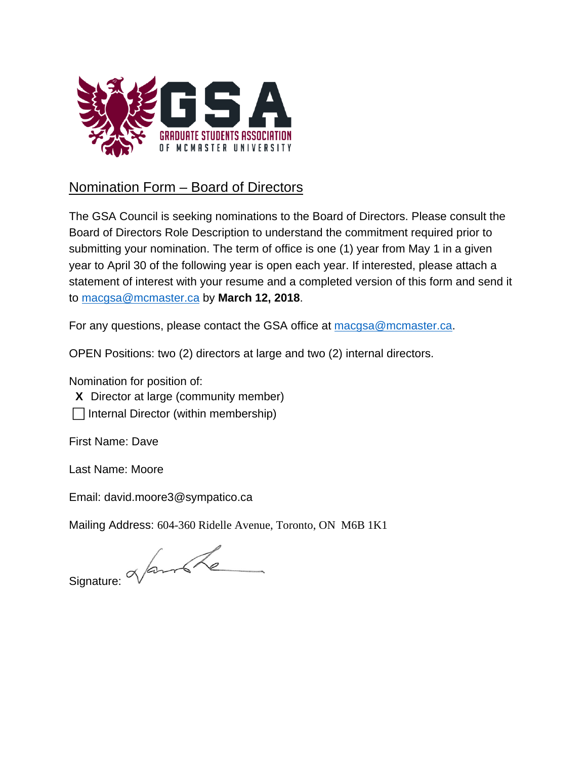GSA
GRADUATE STUDENTS ASSOCIATION
OF MCMASTER UNIVERSITY

## Nomination Form – Board of Directors

The GSA Council is seeking nominations to the Board of Directors. Please consult the Board of Directors Role Description to understand the commitment required prior to submitting your nomination. The term of office is one (1) year from May 1 in a given year to April 30 of the following year is open each year. If interested, please attach a statement of interest with your resume and a completed version of this form and send it to macgsa@mcmaster.ca by **March 12, 2018**.

For any questions, please contact the GSA office at macgsa@mcmaster.ca.

OPEN Positions: two (2) directors at large and two (2) internal directors.

Nomination for position of:

- **X** Director at large (community member)
- ☐ Internal Director (within membership)

First Name: Dave

Last Name: Moore

Email: david.moore3@sympatico.ca

Mailing Address: 604-360 Ridelle Avenue, Toronto, ON M6B 1K1

Signature: [signature]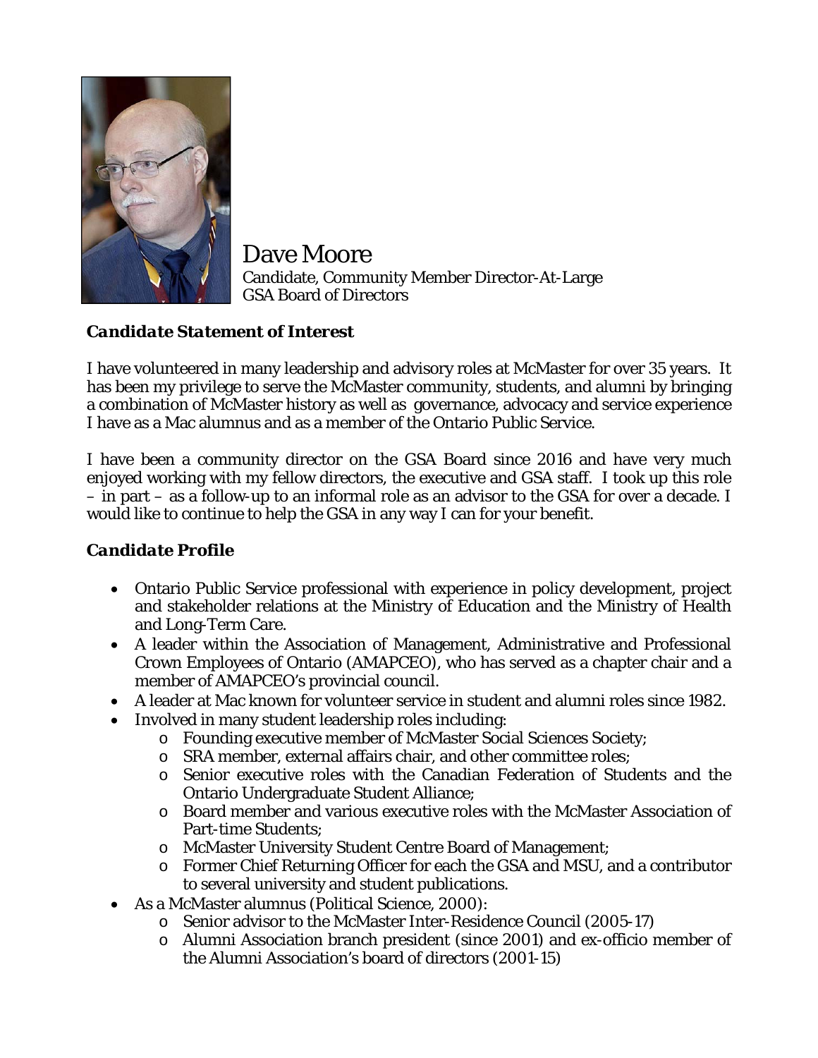# Dave Moore

Candidate, Community Member Director-At-Large
GSA Board of Directors

### *Candidate Statement of Interest*

I have volunteered in many leadership and advisory roles at McMaster for over 35 years. It has been my privilege to serve the McMaster community, students, and alumni by bringing a combination of McMaster history as well as governance, advocacy and service experience I have as a Mac alumnus and as a member of the Ontario Public Service.

I have been a community director on the GSA Board since 2016 and have very much enjoyed working with my fellow directors, the executive and GSA staff. I took up this role – in part – as a follow-up to an informal role as an advisor to the GSA for over a decade. I would like to continue to help the GSA in any way I can for your benefit.

### *Candidate Profile*

- Ontario Public Service professional with experience in policy development, project and stakeholder relations at the Ministry of Education and the Ministry of Health and Long-Term Care.
- A leader within the Association of Management, Administrative and Professional Crown Employees of Ontario (AMAPCEO), who has served as a chapter chair and a member of AMAPCEO's provincial council.
- A leader at Mac known for volunteer service in student and alumni roles since 1982.
- Involved in many student leadership roles including:
  - Founding executive member of McMaster Social Sciences Society;
  - SRA member, external affairs chair, and other committee roles;
  - Senior executive roles with the Canadian Federation of Students and the Ontario Undergraduate Student Alliance;
  - Board member and various executive roles with the McMaster Association of Part-time Students;
  - McMaster University Student Centre Board of Management;
  - Former Chief Returning Officer for each the GSA and MSU, and a contributor to several university and student publications.
- As a McMaster alumnus (Political Science, 2000):
  - Senior advisor to the McMaster Inter-Residence Council (2005-17)
  - Alumni Association branch president (since 2001) and ex-officio member of the Alumni Association's board of directors (2001-15)